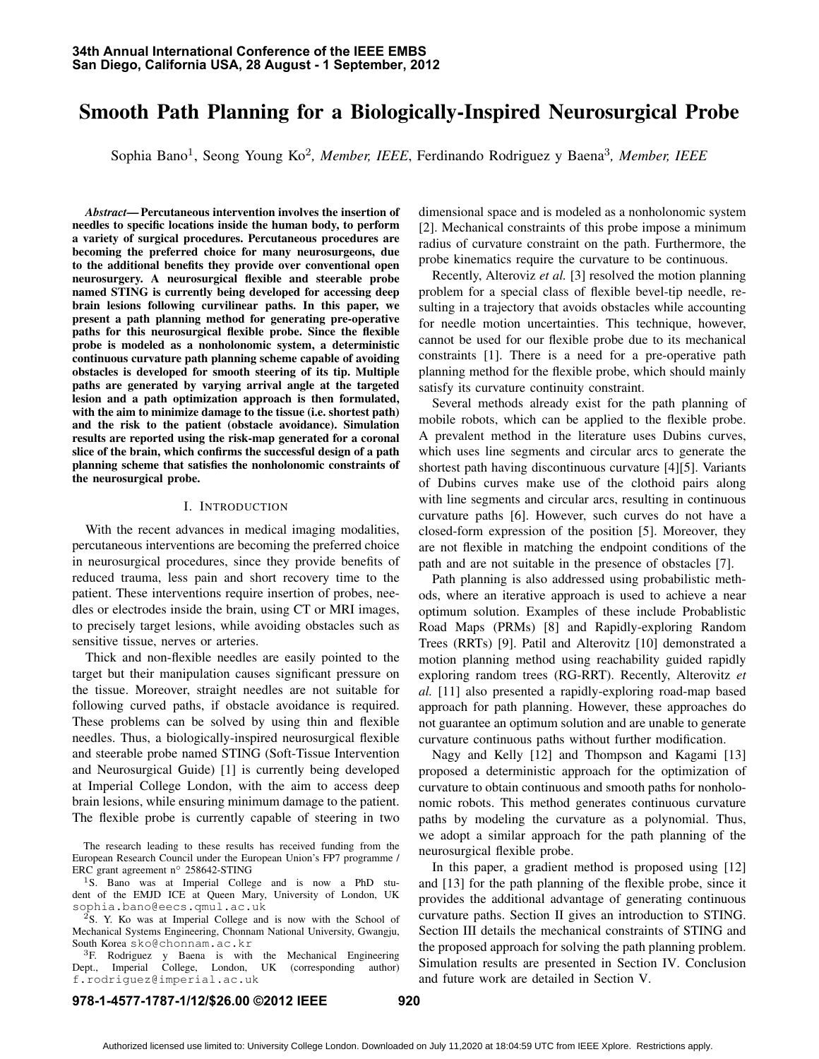# Smooth Path Planning for a Biologically-Inspired Neurosurgical Probe

Sophia Bano[1], Seong Young Ko[2], *Member, IEEE*, Ferdinando Rodriguez y Baena[3], *Member, IEEE*

***Abstract*— Percutaneous intervention involves the insertion of needles to specific locations inside the human body, to perform a variety of surgical procedures. Percutaneous procedures are becoming the preferred choice for many neurosurgeons, due to the additional benefits they provide over conventional open neurosurgery. A neurosurgical flexible and steerable probe named STING is currently being developed for accessing deep brain lesions following curvilinear paths. In this paper, we present a path planning method for generating pre-operative paths for this neurosurgical flexible probe. Since the flexible probe is modeled as a nonholonomic system, a deterministic continuous curvature path planning scheme capable of avoiding obstacles is developed for smooth steering of its tip. Multiple paths are generated by varying arrival angle at the targeted lesion and a path optimization approach is then formulated, with the aim to minimize damage to the tissue (i.e. shortest path) and the risk to the patient (obstacle avoidance). Simulation results are reported using the risk-map generated for a coronal slice of the brain, which confirms the successful design of a path planning scheme that satisfies the nonholonomic constraints of the neurosurgical probe.**

## I. Introduction

With the recent advances in medical imaging modalities, percutaneous interventions are becoming the preferred choice in neurosurgical procedures, since they provide benefits of reduced trauma, less pain and short recovery time to the patient. These interventions require insertion of probes, needles or electrodes inside the brain, using CT or MRI images, to precisely target lesions, while avoiding obstacles such as sensitive tissue, nerves or arteries.

Thick and non-flexible needles are easily pointed to the target but their manipulation causes significant pressure on the tissue. Moreover, straight needles are not suitable for following curved paths, if obstacle avoidance is required. These problems can be solved by using thin and flexible needles. Thus, a biologically-inspired neurosurgical flexible and steerable probe named STING (Soft-Tissue Intervention and Neurosurgical Guide) [1] is currently being developed at Imperial College London, with the aim to access deep brain lesions, while ensuring minimum damage to the patient. The flexible probe is currently capable of steering in two dimensional space and is modeled as a nonholonomic system [2]. Mechanical constraints of this probe impose a minimum radius of curvature constraint on the path. Furthermore, the probe kinematics require the curvature to be continuous.

Recently, Alteroviz *et al.* [3] resolved the motion planning problem for a special class of flexible bevel-tip needle, resulting in a trajectory that avoids obstacles while accounting for needle motion uncertainties. This technique, however, cannot be used for our flexible probe due to its mechanical constraints [1]. There is a need for a pre-operative path planning method for the flexible probe, which should mainly satisfy its curvature continuity constraint.

Several methods already exist for the path planning of mobile robots, which can be applied to the flexible probe. A prevalent method in the literature uses Dubins curves, which uses line segments and circular arcs to generate the shortest path having discontinuous curvature [4][5]. Variants of Dubins curves make use of the clothoid pairs along with line segments and circular arcs, resulting in continuous curvature paths [6]. However, such curves do not have a closed-form expression of the position [5]. Moreover, they are not flexible in matching the endpoint conditions of the path and are not suitable in the presence of obstacles [7].

Path planning is also addressed using probabilistic methods, where an iterative approach is used to achieve a near optimum solution. Examples of these include Probablistic Road Maps (PRMs) [8] and Rapidly-exploring Random Trees (RRTs) [9]. Patil and Alterovitz [10] demonstrated a motion planning method using reachability guided rapidly exploring random trees (RG-RRT). Recently, Alterovitz *et al.* [11] also presented a rapidly-exploring road-map based approach for path planning. However, these approaches do not guarantee an optimum solution and are unable to generate curvature continuous paths without further modification.

Nagy and Kelly [12] and Thompson and Kagami [13] proposed a deterministic approach for the optimization of curvature to obtain continuous and smooth paths for nonholonomic robots. This method generates continuous curvature paths by modeling the curvature as a polynomial. Thus, we adopt a similar approach for the path planning of the neurosurgical flexible probe.

In this paper, a gradient method is proposed using [12] and [13] for the path planning of the flexible probe, since it provides the additional advantage of generating continuous curvature paths. Section II gives an introduction to STING. Section III details the mechanical constraints of STING and the proposed approach for solving the path planning problem. Simulation results are presented in Section IV. Conclusion and future work are detailed in Section V.

The research leading to these results has received funding from the European Research Council under the European Union's FP7 programme / ERC grant agreement n° 258642-STING

[1]S. Bano was at Imperial College and is now a PhD student of the EMJD ICE at Queen Mary, University of London, UK sophia.bano@eecs.qmul.ac.uk

[2]S. Y. Ko was at Imperial College and is now with the School of Mechanical Systems Engineering, Chonnam National University, Gwangju, South Korea sko@chonnam.ac.kr

[3]F. Rodriguez y Baena is with the Mechanical Engineering Dept., Imperial College, London, UK (corresponding author) f.rodriguez@imperial.ac.uk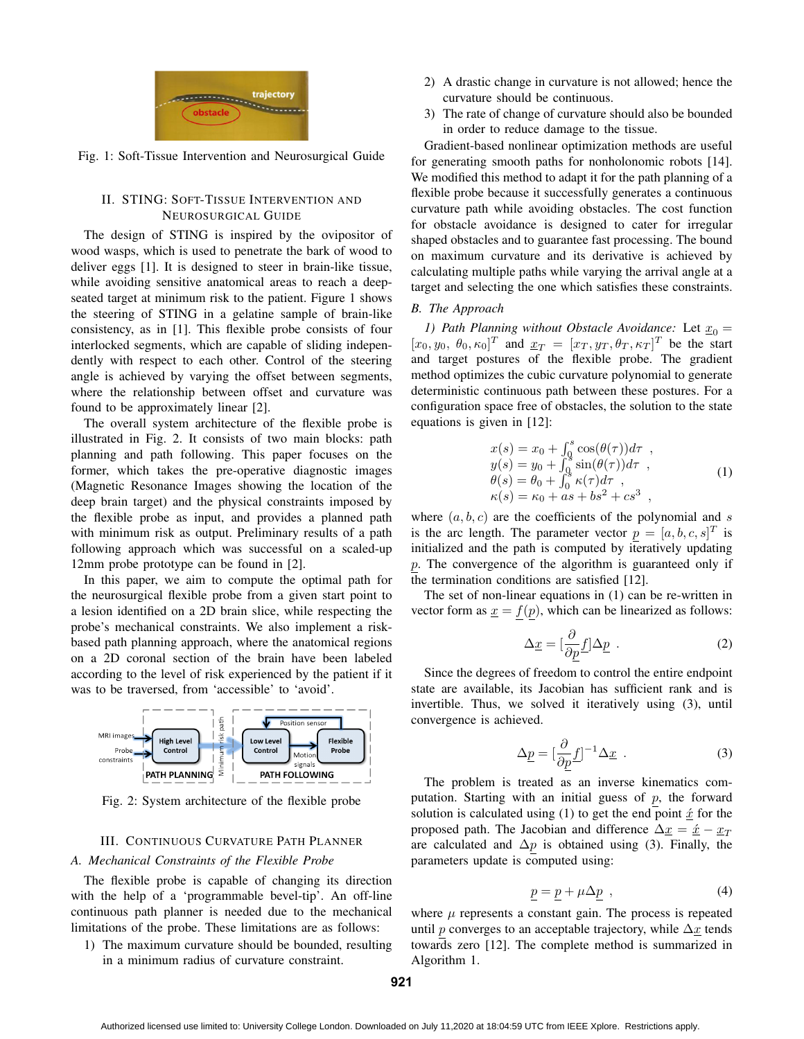Fig. 1: Soft-Tissue Intervention and Neurosurgical Guide

## II. STING: Soft-Tissue Intervention and Neurosurgical Guide

The design of STING is inspired by the ovipositor of wood wasps, which is used to penetrate the bark of wood to deliver eggs [1]. It is designed to steer in brain-like tissue, while avoiding sensitive anatomical areas to reach a deep-seated target at minimum risk to the patient. Figure 1 shows the steering of STING in a gelatine sample of brain-like consistency, as in [1]. This flexible probe consists of four interlocked segments, which are capable of sliding independently with respect to each other. Control of the steering angle is achieved by varying the offset between segments, where the relationship between offset and curvature was found to be approximately linear [2].

The overall system architecture of the flexible probe is illustrated in Fig. 2. It consists of two main blocks: path planning and path following. This paper focuses on the former, which takes the pre-operative diagnostic images (Magnetic Resonance Images showing the location of the deep brain target) and the physical constraints imposed by the flexible probe as input, and provides a planned path with minimum risk as output. Preliminary results of a path following approach which was successful on a scaled-up 12mm probe prototype can be found in [2].

In this paper, we aim to compute the optimal path for the neurosurgical flexible probe from a given start point to a lesion identified on a 2D brain slice, while respecting the probe's mechanical constraints. We also implement a risk-based path planning approach, where the anatomical regions on a 2D coronal section of the brain have been labeled according to the level of risk experienced by the patient if it was to be traversed, from 'accessible' to 'avoid'.

Fig. 2: System architecture of the flexible probe

## III. Continuous Curvature Path Planner

### A. Mechanical Constraints of the Flexible Probe

The flexible probe is capable of changing its direction with the help of a 'programmable bevel-tip'. An off-line continuous path planner is needed due to the mechanical limitations of the probe. These limitations are as follows:

1) The maximum curvature should be bounded, resulting in a minimum radius of curvature constraint.
2) A drastic change in curvature is not allowed; hence the curvature should be continuous.
3) The rate of change of curvature should also be bounded in order to reduce damage to the tissue.

Gradient-based nonlinear optimization methods are useful for generating smooth paths for nonholonomic robots [14]. We modified this method to adapt it for the path planning of a flexible probe because it successfully generates a continuous curvature path while avoiding obstacles. The cost function for obstacle avoidance is designed to cater for irregular shaped obstacles and to guarantee fast processing. The bound on maximum curvature and its derivative is achieved by calculating multiple paths while varying the arrival angle at a target and selecting the one which satisfies these constraints.

### B. The Approach

*1) Path Planning without Obstacle Avoidance:* Let $\underline{x}_0 = [x_0, y_0, \theta_0, \kappa_0]^T$ and $\underline{x}_T = [x_T, y_T, \theta_T, \kappa_T]^T$ be the start and target postures of the flexible probe. The gradient method optimizes the cubic curvature polynomial to generate deterministic continuous path between these postures. For a configuration space free of obstacles, the solution to the state equations is given in [12]:

$$
\begin{aligned}
x(s) &= x_0 + \int_0^s \cos(\theta(\tau))d\tau \ , \\
y(s) &= y_0 + \int_0^s \sin(\theta(\tau))d\tau \ , \\
\theta(s) &= \theta_0 + \int_0^s \kappa(\tau)d\tau \ , \\
\kappa(s) &= \kappa_0 + as + bs^2 + cs^3 \ ,
\end{aligned}
\tag{1}
$$

where $(a, b, c)$ are the coefficients of the polynomial and $s$ is the arc length. The parameter vector $\underline{p} = [a, b, c, s]^T$ is initialized and the path is computed by iteratively updating $\underline{p}$. The convergence of the algorithm is guaranteed only if the termination conditions are satisfied [12].

The set of non-linear equations in (1) can be re-written in vector form as $\underline{x} = \underline{f}(\underline{p})$, which can be linearized as follows:

$$\Delta\underline{x} = [\frac{\partial}{\partial \underline{p}}\underline{f}]\Delta\underline{p} \ . \tag{2}$$

Since the degrees of freedom to control the entire endpoint state are available, its Jacobian has sufficient rank and is invertible. Thus, we solved it iteratively using (3), until convergence is achieved.

$$\Delta\underline{p} = [\frac{\partial}{\partial \underline{p}}\underline{f}]^{-1}\Delta\underline{x} \ . \tag{3}$$

The problem is treated as an inverse kinematics computation. Starting with an initial guess of $\underline{p}$, the forward solution is calculated using (1) to get the end point $\underline{\acute{x}}$ for the proposed path. The Jacobian and difference $\Delta\underline{x} = \underline{\acute{x}} - \underline{x}_T$ are calculated and $\Delta\underline{p}$ is obtained using (3). Finally, the parameters update is computed using:

$$\underline{p} = \underline{p} + \mu\Delta\underline{p} \ , \tag{4}$$

where $\mu$ represents a constant gain. The process is repeated until $\underline{p}$ converges to an acceptable trajectory, while $\Delta\underline{x}$ tends towards zero [12]. The complete method is summarized in Algorithm 1.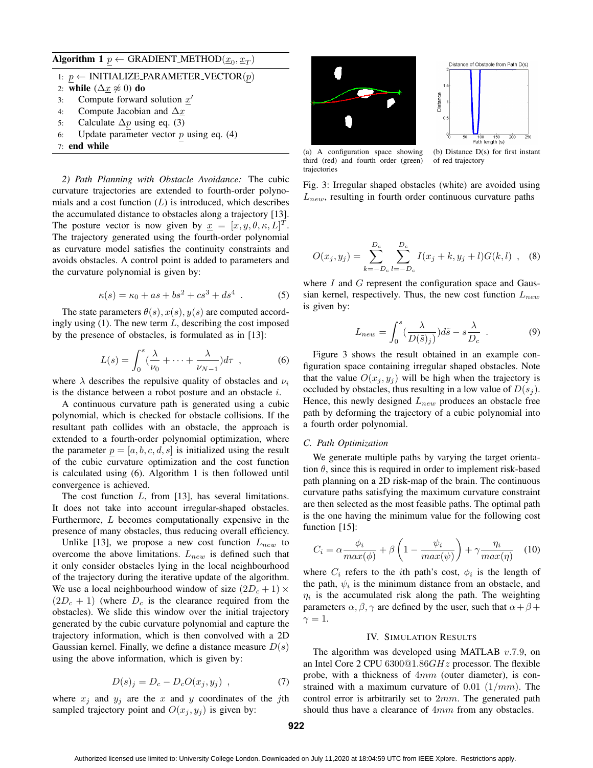**Algorithm 1** $\underline{p} \leftarrow$ GRADIENT_METHOD($\underline{x}_0, \underline{x}_T$)

```
1: p ← INITIALIZE_PARAMETER_VECTOR(p)
2: while (Δx ≉ 0) do
3:     Compute forward solution x'
4:     Compute Jacobian and Δx
5:     Calculate Δp using eq. (3)
6:     Update parameter vector p using eq. (4)
7: end while
```

*2) Path Planning with Obstacle Avoidance:* The cubic curvature trajectories are extended to fourth-order polynomials and a cost function ($L$) is introduced, which describes the accumulated distance to obstacles along a trajectory [13]. The posture vector is now given by $\underline{x} = [x, y, \theta, \kappa, L]^T$. The trajectory generated using the fourth-order polynomial as curvature model satisfies the continuity constraints and avoids obstacles. A control point is added to parameters and the curvature polynomial is given by:

$$\kappa(s) = \kappa_0 + as + bs^2 + cs^3 + ds^4 \ . \tag{5}$$

The state parameters $\theta(s), x(s), y(s)$ are computed accordingly using (1). The new term $L$, describing the cost imposed by the presence of obstacles, is formulated as in [13]:

$$L(s) = \int_0^s \left(\frac{\lambda}{\nu_0} + \cdots + \frac{\lambda}{\nu_{N-1}}\right) d\tau \ , \tag{6}$$

where $\lambda$ describes the repulsive quality of obstacles and $\nu_i$ is the distance between a robot posture and an obstacle $i$.

A continuous curvature path is generated using a cubic polynomial, which is checked for obstacle collisions. If the resultant path collides with an obstacle, the approach is extended to a fourth-order polynomial optimization, where the parameter $\underline{p} = [a, b, c, d, s]$ is initialized using the result of the cubic curvature optimization and the cost function is calculated using (6). Algorithm 1 is then followed until convergence is achieved.

The cost function $L$, from [13], has several limitations. It does not take into account irregular-shaped obstacles. Furthermore, $L$ becomes computationally expensive in the presence of many obstacles, thus reducing overall efficiency.

Unlike [13], we propose a new cost function $L_{new}$ to overcome the above limitations. $L_{new}$ is defined such that it only consider obstacles lying in the local neighbourhood of the trajectory during the iterative update of the algorithm. We use a local neighbourhood window of size $(2D_c + 1) \times (2D_c + 1)$ (where $D_c$ is the clearance required from the obstacles). We slide this window over the initial trajectory generated by the cubic curvature polynomial and capture the trajectory information, which is then convolved with a 2D Gaussian kernel. Finally, we define a distance measure $D(s)$ using the above information, which is given by:

$$D(s)_j = D_c - D_c O(x_j, y_j) \ , \tag{7}$$

where $x_j$ and $y_j$ are the $x$ and $y$ coordinates of the $j$th sampled trajectory point and $O(x_j, y_j)$ is given by:

(a) A configuration space showing third (red) and fourth order (green) trajectories

(b) Distance D(s) for first instant of red trajectory

Fig. 3: Irregular shaped obstacles (white) are avoided using $L_{new}$, resulting in fourth order continuous curvature paths

$$O(x_j, y_j) = \sum_{k=-D_c}^{D_c} \sum_{l=-D_c}^{D_c} I(x_j + k, y_j + l) G(k, l) \ , \tag{8}$$

where $I$ and $G$ represent the configuration space and Gaussian kernel, respectively. Thus, the new cost function $L_{new}$ is given by:

$$L_{new} = \int_0^s \left(\frac{\lambda}{D(\tilde{s})_j}\right) d\tilde{s} - s\frac{\lambda}{D_c} \ . \tag{9}$$

Figure 3 shows the result obtained in an example configuration space containing irregular shaped obstacles. Note that the value $O(x_j, y_j)$ will be high when the trajectory is occluded by obstacles, thus resulting in a low value of $D(s_j)$. Hence, this newly designed $L_{new}$ produces an obstacle free path by deforming the trajectory of a cubic polynomial into a fourth order polynomial.

### C. Path Optimization

We generate multiple paths by varying the target orientation $\theta$, since this is required in order to implement risk-based path planning on a 2D risk-map of the brain. The continuous curvature paths satisfying the maximum curvature constraint are then selected as the most feasible paths. The optimal path is the one having the minimum value for the following cost function [15]:

$$C_i = \alpha \frac{\phi_i}{max(\phi)} + \beta \left(1 - \frac{\psi_i}{max(\psi)}\right) + \gamma \frac{\eta_i}{max(\eta)} \tag{10}$$

where $C_i$ refers to the $i$th path's cost, $\phi_i$ is the length of the path, $\psi_i$ is the minimum distance from an obstacle, and $\eta_i$ is the accumulated risk along the path. The weighting parameters $\alpha, \beta, \gamma$ are defined by the user, such that $\alpha + \beta + \gamma = 1$.

## IV. Simulation Results

The algorithm was developed using MATLAB $v.7.9$, on an Intel Core 2 CPU 6300@$1.86GHz$ processor. The flexible probe, with a thickness of $4mm$ (outer diameter), is constrained with a maximum curvature of $0.01$ $(1/mm)$. The control error is arbitrarily set to $2mm$. The generated path should thus have a clearance of $4mm$ from any obstacles.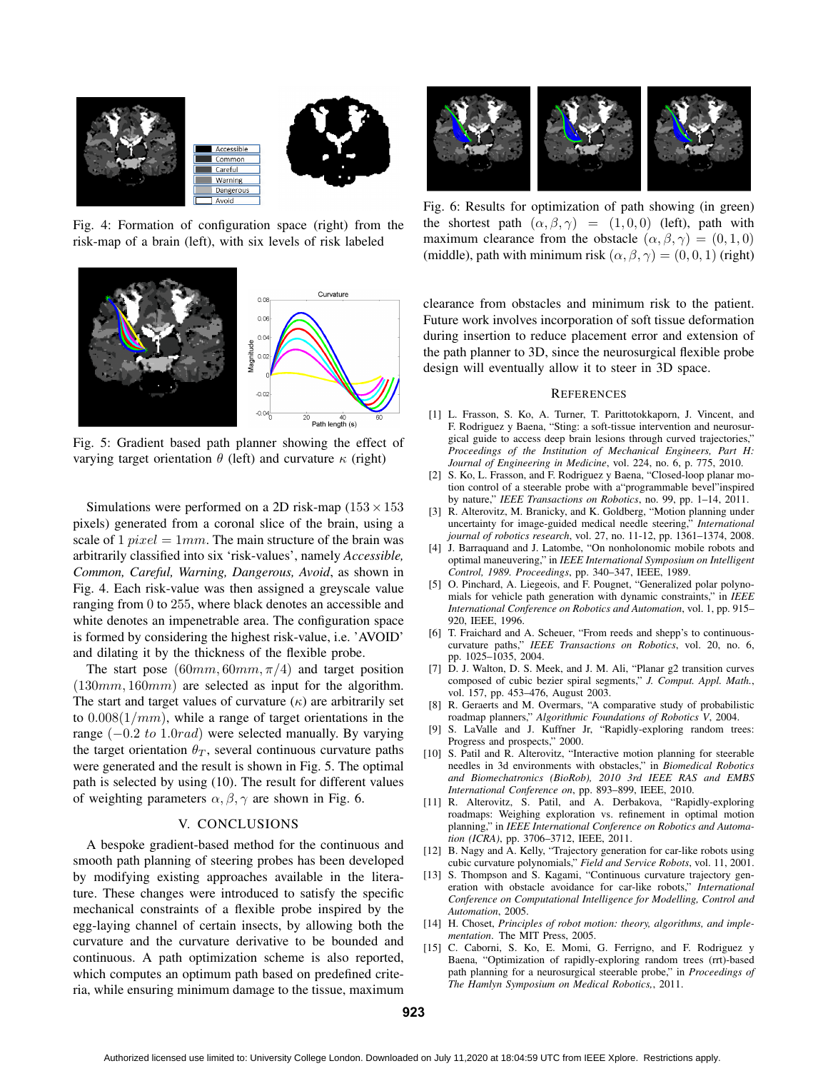Accessible
Common
Careful
Warning
Dangerous
Avoid

Fig. 4: Formation of configuration space (right) from the risk-map of a brain (left), with six levels of risk labeled

Curvature
Magnitude
0.08
0.06
0.04
0.02
0
-0.02
-0.04
0
20
40
60
Path length (s)

Fig. 5: Gradient based path planner showing the effect of varying target orientation $\theta$ (left) and curvature $\kappa$ (right)

Simulations were performed on a 2D risk-map ($153 \times 153$ pixels) generated from a coronal slice of the brain, using a scale of $1\ pixel = 1mm$. The main structure of the brain was arbitrarily classified into six 'risk-values', namely *Accessible, Common, Careful, Warning, Dangerous, Avoid*, as shown in Fig. 4. Each risk-value was then assigned a greyscale value ranging from 0 to 255, where black denotes an accessible and white denotes an impenetrable area. The configuration space is formed by considering the highest risk-value, i.e. 'AVOID' and dilating it by the thickness of the flexible probe.

The start pose $(60mm, 60mm, \pi/4)$ and target position $(130mm, 160mm)$ are selected as input for the algorithm. The start and target values of curvature ($\kappa$) are arbitrarily set to $0.008(1/mm)$, while a range of target orientations in the range $(-0.2\ to\ 1.0 rad)$ were selected manually. By varying the target orientation $\theta_T$, several continuous curvature paths were generated and the result is shown in Fig. 5. The optimal path is selected by using (10). The result for different values of weighting parameters $\alpha, \beta, \gamma$ are shown in Fig. 6.

## V. CONCLUSIONS

A bespoke gradient-based method for the continuous and smooth path planning of steering probes has been developed by modifying existing approaches available in the literature. These changes were introduced to satisfy the specific mechanical constraints of a flexible probe inspired by the egg-laying channel of certain insects, by allowing both the curvature and the curvature derivative to be bounded and continuous. A path optimization scheme is also reported, which computes an optimum path based on predefined criteria, while ensuring minimum damage to the tissue, maximum clearance from obstacles and minimum risk to the patient. Future work involves incorporation of soft tissue deformation during insertion to reduce placement error and extension of the path planner to 3D, since the neurosurgical flexible probe design will eventually allow it to steer in 3D space.

Fig. 6: Results for optimization of path showing (in green) the shortest path $(\alpha, \beta, \gamma) = (1, 0, 0)$ (left), path with maximum clearance from the obstacle $(\alpha, \beta, \gamma) = (0, 1, 0)$ (middle), path with minimum risk $(\alpha, \beta, \gamma) = (0, 0, 1)$ (right)

## REFERENCES

[1] L. Frasson, S. Ko, A. Turner, T. Parittotokkaporn, J. Vincent, and F. Rodriguez y Baena, "Sting: a soft-tissue intervention and neurosurgical guide to access deep brain lesions through curved trajectories," *Proceedings of the Institution of Mechanical Engineers, Part H: Journal of Engineering in Medicine*, vol. 224, no. 6, p. 775, 2010.

[2] S. Ko, L. Frasson, and F. Rodriguez y Baena, "Closed-loop planar motion control of a steerable probe with a"programmable bevel"inspired by nature," *IEEE Transactions on Robotics*, no. 99, pp. 1–14, 2011.

[3] R. Alterovitz, M. Branicky, and K. Goldberg, "Motion planning under uncertainty for image-guided medical needle steering," *International journal of robotics research*, vol. 27, no. 11-12, pp. 1361–1374, 2008.

[4] J. Barraquand and J. Latombe, "On nonholonomic mobile robots and optimal maneuvering," in *IEEE International Symposium on Intelligent Control, 1989. Proceedings*, pp. 340–347, IEEE, 1989.

[5] O. Pinchard, A. Liegeois, and F. Pougnet, "Generalized polar polynomials for vehicle path generation with dynamic constraints," in *IEEE International Conference on Robotics and Automation*, vol. 1, pp. 915–920, IEEE, 1996.

[6] T. Fraichard and A. Scheuer, "From reeds and shepp's to continuous-curvature paths," *IEEE Transactions on Robotics*, vol. 20, no. 6, pp. 1025–1035, 2004.

[7] D. J. Walton, D. S. Meek, and J. M. Ali, "Planar g2 transition curves composed of cubic bezier spiral segments," *J. Comput. Appl. Math.*, vol. 157, pp. 453–476, August 2003.

[8] R. Geraerts and M. Overmars, "A comparative study of probabilistic roadmap planners," *Algorithmic Foundations of Robotics V*, 2004.

[9] S. LaValle and J. Kuffner Jr, "Rapidly-exploring random trees: Progress and prospects," 2000.

[10] S. Patil and R. Alterovitz, "Interactive motion planning for steerable needles in 3d environments with obstacles," in *Biomedical Robotics and Biomechatronics (BioRob), 2010 3rd IEEE RAS and EMBS International Conference on*, pp. 893–899, IEEE, 2010.

[11] R. Alterovitz, S. Patil, and A. Derbakova, "Rapidly-exploring roadmaps: Weighing exploration vs. refinement in optimal motion planning," in *IEEE International Conference on Robotics and Automation (ICRA)*, pp. 3706–3712, IEEE, 2011.

[12] B. Nagy and A. Kelly, "Trajectory generation for car-like robots using cubic curvature polynomials," *Field and Service Robots*, vol. 11, 2001.

[13] S. Thompson and S. Kagami, "Continuous curvature trajectory generation with obstacle avoidance for car-like robots," *International Conference on Computational Intelligence for Modelling, Control and Automation*, 2005.

[14] H. Choset, *Principles of robot motion: theory, algorithms, and implementation.* The MIT Press, 2005.

[15] C. Caborni, S. Ko, E. Momi, G. Ferrigno, and F. Rodriguez y Baena, "Optimization of rapidly-exploring random trees (rrt)-based path planning for a neurosurgical steerable probe," in *Proceedings of The Hamlyn Symposium on Medical Robotics,*, 2011.